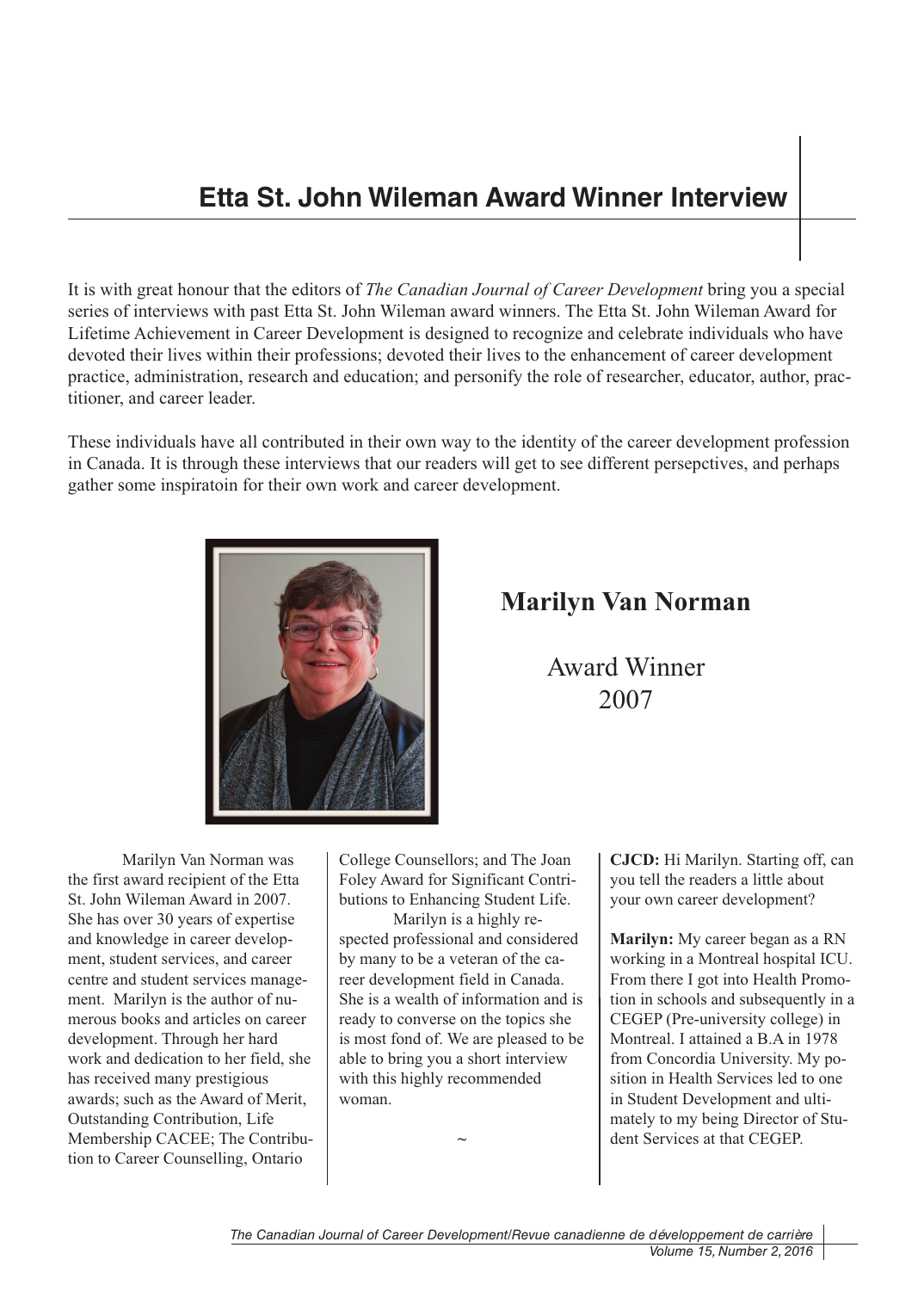# Etta St. John Wileman Award Winner Interview

It is with great honour that the editors of *The Canadian Journal of Career Development* bring you a special series of interviews with past Etta St. John Wileman award winners. The Etta St. John Wileman Award for Lifetime Achievement in Career Development is designed to recognize and celebrate individuals who have devoted their lives within their professions; devoted their lives to the enhancement of career development practice, administration, research and education; and personify the role of researcher, educator, author, practitioner, and career leader.

These individuals have all contributed in their own way to the identity of the career development profession in Canada. It is through these interviews that our readers will get to see different persepctives, and perhaps gather some inspiratoin for their own work and career development.

## Marilyn Van Norman

Award Winner
2007

Marilyn Van Norman was the first award recipient of the Etta St. John Wileman Award in 2007. She has over 30 years of expertise and knowledge in career development, student services, and career centre and student services management. Marilyn is the author of numerous books and articles on career development. Through her hard work and dedication to her field, she has received many prestigious awards; such as the Award of Merit, Outstanding Contribution, Life Membership CACEE; The Contribution to Career Counselling, Ontario College Counsellors; and The Joan Foley Award for Significant Contributions to Enhancing Student Life.

Marilyn is a highly respected professional and considered by many to be a veteran of the career development field in Canada. She is a wealth of information and is ready to converse on the topics she is most fond of. We are pleased to be able to bring you a short interview with this highly recommended woman.

~

**CJCD:** Hi Marilyn. Starting off, can you tell the readers a little about your own career development?

**Marilyn:** My career began as a RN working in a Montreal hospital ICU. From there I got into Health Promotion in schools and subsequently in a CEGEP (Pre-university college) in Montreal. I attained a B.A in 1978 from Concordia University. My position in Health Services led to one in Student Development and ultimately to my being Director of Student Services at that CEGEP.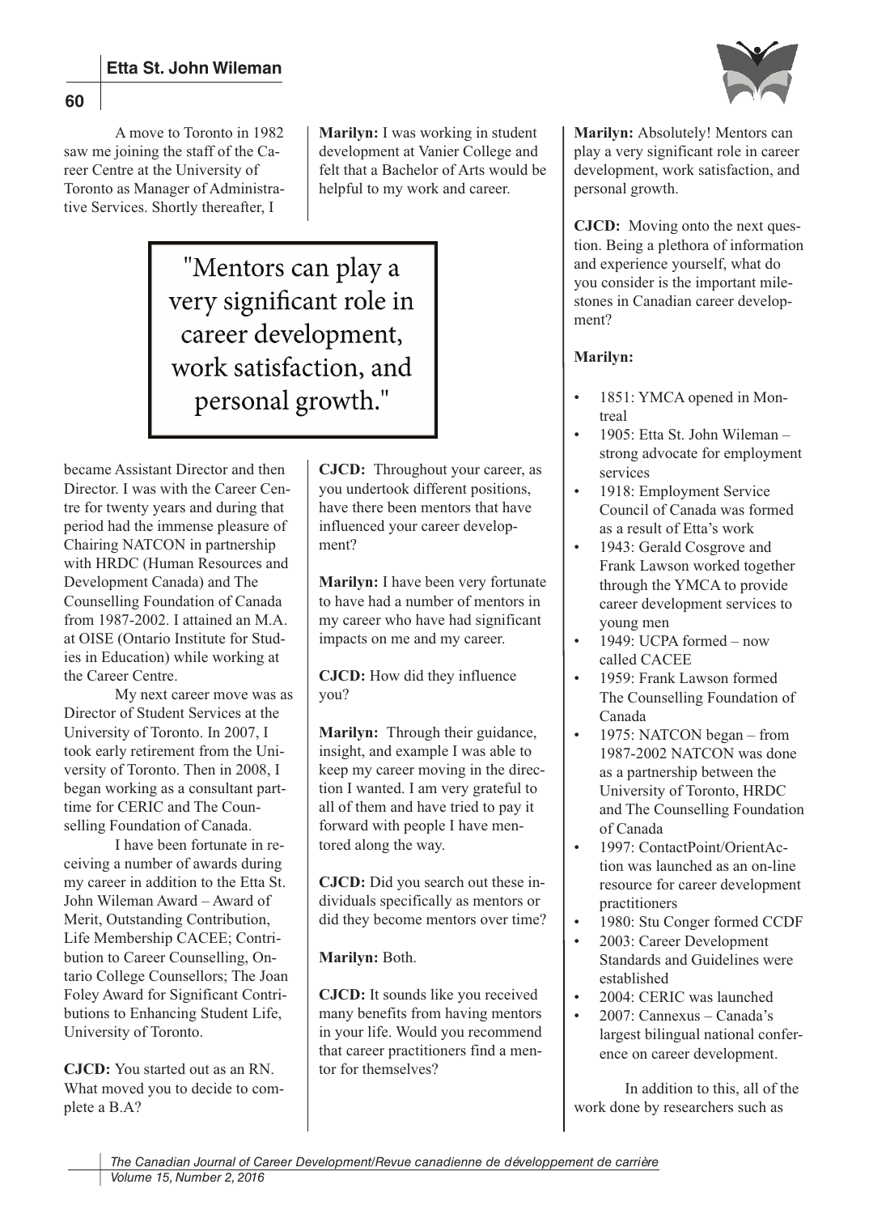A move to Toronto in 1982 saw me joining the staff of the Career Centre at the University of Toronto as Manager of Administrative Services. Shortly thereafter, I became Assistant Director and then Director. I was with the Career Centre for twenty years and during that period had the immense pleasure of Chairing NATCON in partnership with HRDC (Human Resources and Development Canada) and The Counselling Foundation of Canada from 1987-2002. I attained an M.A. at OISE (Ontario Institute for Studies in Education) while working at the Career Centre.

My next career move was as Director of Student Services at the University of Toronto. In 2007, I took early retirement from the University of Toronto. Then in 2008, I began working as a consultant part-time for CERIC and The Counselling Foundation of Canada.

I have been fortunate in receiving a number of awards during my career in addition to the Etta St. John Wileman Award – Award of Merit, Outstanding Contribution, Life Membership CACEE; Contribution to Career Counselling, Ontario College Counsellors; The Joan Foley Award for Significant Contributions to Enhancing Student Life, University of Toronto.

**CJCD:** You started out as an RN. What moved you to decide to complete a B.A?

**Marilyn:** I was working in student development at Vanier College and felt that a Bachelor of Arts would be helpful to my work and career.

> "Mentors can play a very significant role in career development, work satisfaction, and personal growth."

**CJCD:** Throughout your career, as you undertook different positions, have there been mentors that have influenced your career development?

**Marilyn:** I have been very fortunate to have had a number of mentors in my career who have had significant impacts on me and my career.

**CJCD:** How did they influence you?

**Marilyn:** Through their guidance, insight, and example I was able to keep my career moving in the direction I wanted. I am very grateful to all of them and have tried to pay it forward with people I have mentored along the way.

**CJCD:** Did you search out these individuals specifically as mentors or did they become mentors over time?

**Marilyn:** Both.

**CJCD:** It sounds like you received many benefits from having mentors in your life. Would you recommend that career practitioners find a mentor for themselves?

**Marilyn:** Absolutely! Mentors can play a very significant role in career development, work satisfaction, and personal growth.

**CJCD:** Moving onto the next question. Being a plethora of information and experience yourself, what do you consider is the important milestones in Canadian career development?

**Marilyn:**

- 1851: YMCA opened in Montreal
- 1905: Etta St. John Wileman – strong advocate for employment services
- 1918: Employment Service Council of Canada was formed as a result of Etta's work
- 1943: Gerald Cosgrove and Frank Lawson worked together through the YMCA to provide career development services to young men
- 1949: UCPA formed – now called CACEE
- 1959: Frank Lawson formed The Counselling Foundation of Canada
- 1975: NATCON began – from 1987-2002 NATCON was done as a partnership between the University of Toronto, HRDC and The Counselling Foundation of Canada
- 1997: ContactPoint/OrientAction was launched as an on-line resource for career development practitioners
- 1980: Stu Conger formed CCDF
- 2003: Career Development Standards and Guidelines were established
- 2004: CERIC was launched
- 2007: Cannexus – Canada's largest bilingual national conference on career development.

In addition to this, all of the work done by researchers such as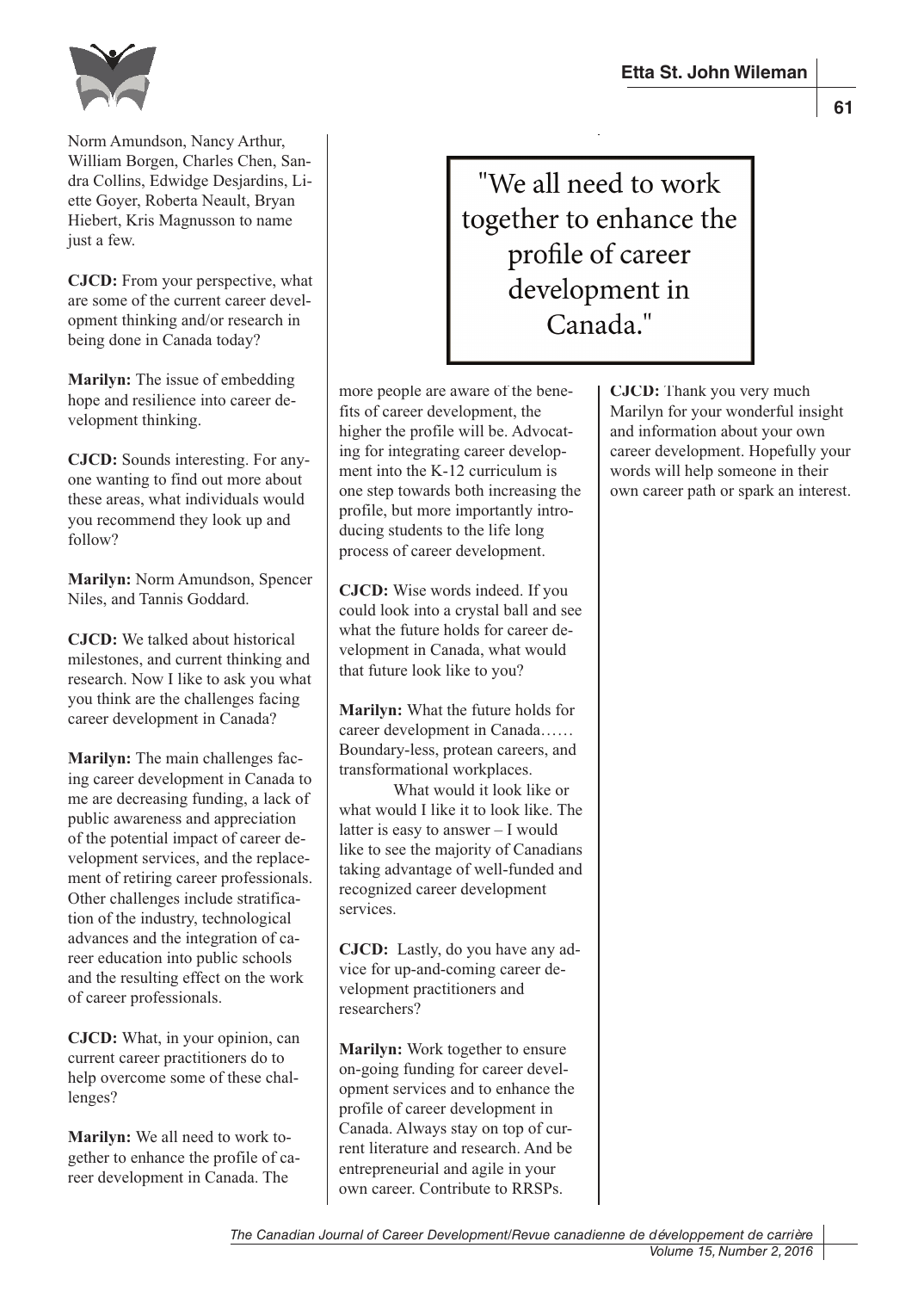Norm Amundson, Nancy Arthur, William Borgen, Charles Chen, Sandra Collins, Edwidge Desjardins, Liette Goyer, Roberta Neault, Bryan Hiebert, Kris Magnusson to name just a few.

**CJCD:** From your perspective, what are some of the current career development thinking and/or research in being done in Canada today?

**Marilyn:** The issue of embedding hope and resilience into career development thinking.

**CJCD:** Sounds interesting. For anyone wanting to find out more about these areas, what individuals would you recommend they look up and follow?

**Marilyn:** Norm Amundson, Spencer Niles, and Tannis Goddard.

**CJCD:** We talked about historical milestones, and current thinking and research. Now I like to ask you what you think are the challenges facing career development in Canada?

**Marilyn:** The main challenges facing career development in Canada to me are decreasing funding, a lack of public awareness and appreciation of the potential impact of career development services, and the replacement of retiring career professionals. Other challenges include stratification of the industry, technological advances and the integration of career education into public schools and the resulting effect on the work of career professionals.

**CJCD:** What, in your opinion, can current career practitioners do to help overcome some of these challenges?

**Marilyn:** We all need to work together to enhance the profile of career development in Canada. The more people are aware of the benefits of career development, the higher the profile will be. Advocating for integrating career development into the K-12 curriculum is one step towards both increasing the profile, but more importantly introducing students to the life long process of career development.

> "We all need to work together to enhance the profile of career development in Canada."

**CJCD:** Wise words indeed. If you could look into a crystal ball and see what the future holds for career development in Canada, what would that future look like to you?

**Marilyn:** What the future holds for career development in Canada…… Boundary-less, protean careers, and transformational workplaces.

What would it look like or what would I like it to look like. The latter is easy to answer – I would like to see the majority of Canadians taking advantage of well-funded and recognized career development services.

**CJCD:** Lastly, do you have any advice for up-and-coming career development practitioners and researchers?

**Marilyn:** Work together to ensure on-going funding for career development services and to enhance the profile of career development in Canada. Always stay on top of current literature and research. And be entrepreneurial and agile in your own career. Contribute to RRSPs.

**CJCD:** Thank you very much Marilyn for your wonderful insight and information about your own career development. Hopefully your words will help someone in their own career path or spark an interest.